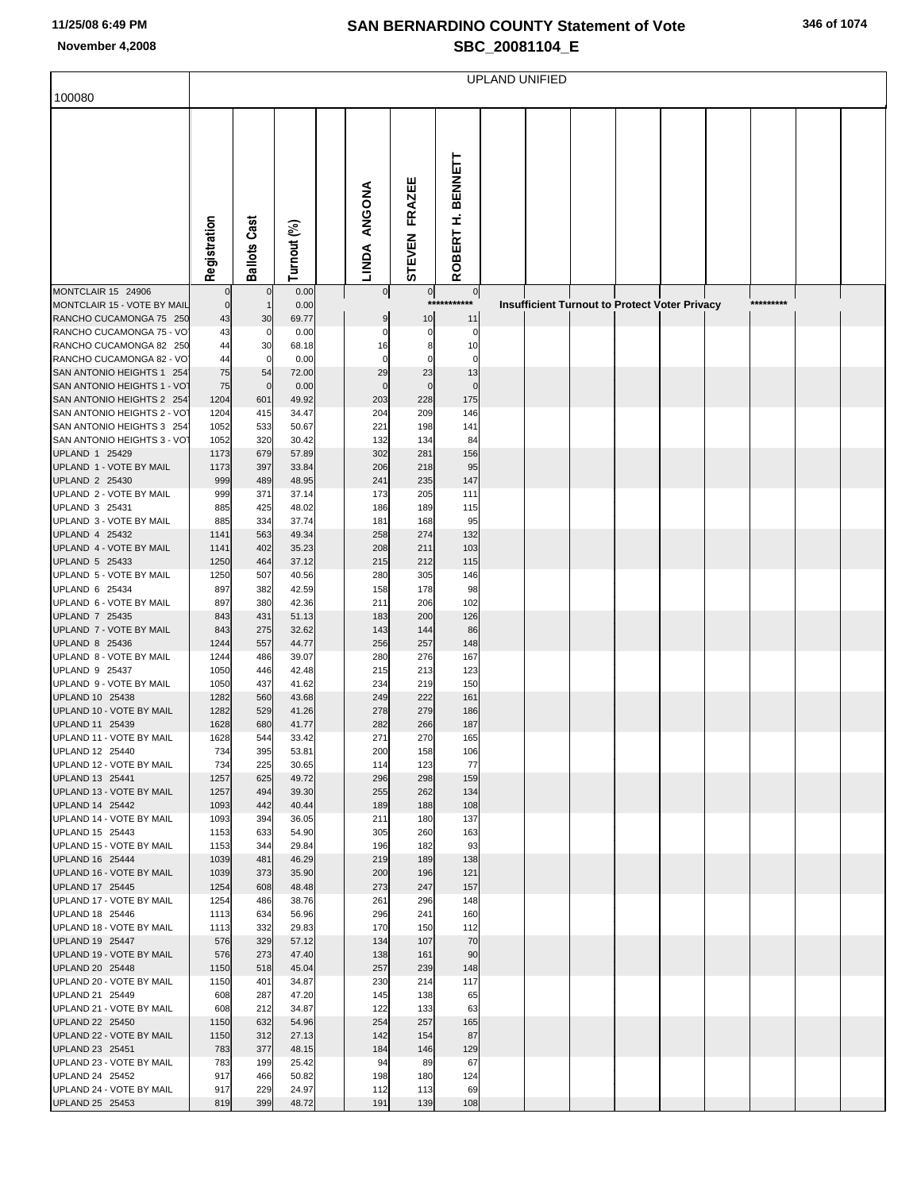# SAN BERNARDINO COUNTY Statement of Vote
## SBC_20081104_E

11/25/08 6:49 PM
November 4,2008

UPLAND UNIFIED

100080

| | Registration | Ballots Cast | Turnout (%) | LINDA ANGONA | STEVEN FRAZEE | ROBERT H. BENNETT |
|---|---|---|---|---|---|---|
| MONTCLAIR 15 24906 | 0 | 0 | 0.00 | 0 | 0 | 0 |
| MONTCLAIR 15 - VOTE BY MAIL | 0 | 1 | 0.00 | | *********** | Insufficient Turnout to Protect Voter Privacy ********* |
| RANCHO CUCAMONGA 75 250 | 43 | 30 | 69.77 | 9 | 10 | 11 |
| RANCHO CUCAMONGA 75 - VO | 43 | 0 | 0.00 | 0 | 0 | 0 |
| RANCHO CUCAMONGA 82 250 | 44 | 30 | 68.18 | 16 | 8 | 10 |
| RANCHO CUCAMONGA 82 - VO | 44 | 0 | 0.00 | 0 | 0 | 0 |
| SAN ANTONIO HEIGHTS 1 254 | 75 | 54 | 72.00 | 29 | 23 | 13 |
| SAN ANTONIO HEIGHTS 1 - VO | 75 | 0 | 0.00 | 0 | 0 | 0 |
| SAN ANTONIO HEIGHTS 2 254 | 1204 | 601 | 49.92 | 203 | 228 | 175 |
| SAN ANTONIO HEIGHTS 2 - VO | 1204 | 415 | 34.47 | 204 | 209 | 146 |
| SAN ANTONIO HEIGHTS 3 254 | 1052 | 533 | 50.67 | 221 | 198 | 141 |
| SAN ANTONIO HEIGHTS 3 - VO | 1052 | 320 | 30.42 | 132 | 134 | 84 |
| UPLAND 1 25429 | 1173 | 679 | 57.89 | 302 | 281 | 156 |
| UPLAND 1 - VOTE BY MAIL | 1173 | 397 | 33.84 | 206 | 218 | 95 |
| UPLAND 2 25430 | 999 | 489 | 48.95 | 241 | 235 | 147 |
| UPLAND 2 - VOTE BY MAIL | 999 | 371 | 37.14 | 173 | 205 | 111 |
| UPLAND 3 25431 | 885 | 425 | 48.02 | 186 | 189 | 115 |
| UPLAND 3 - VOTE BY MAIL | 885 | 334 | 37.74 | 181 | 168 | 95 |
| UPLAND 4 25432 | 1141 | 563 | 49.34 | 258 | 274 | 132 |
| UPLAND 4 - VOTE BY MAIL | 1141 | 402 | 35.23 | 208 | 211 | 103 |
| UPLAND 5 25433 | 1250 | 464 | 37.12 | 215 | 212 | 115 |
| UPLAND 5 - VOTE BY MAIL | 1250 | 507 | 40.56 | 280 | 305 | 146 |
| UPLAND 6 25434 | 897 | 382 | 42.59 | 158 | 178 | 98 |
| UPLAND 6 - VOTE BY MAIL | 897 | 380 | 42.36 | 211 | 206 | 102 |
| UPLAND 7 25435 | 843 | 431 | 51.13 | 183 | 200 | 126 |
| UPLAND 7 - VOTE BY MAIL | 843 | 275 | 32.62 | 143 | 144 | 86 |
| UPLAND 8 25436 | 1244 | 557 | 44.77 | 256 | 257 | 148 |
| UPLAND 8 - VOTE BY MAIL | 1244 | 486 | 39.07 | 280 | 276 | 167 |
| UPLAND 9 25437 | 1050 | 446 | 42.48 | 215 | 213 | 123 |
| UPLAND 9 - VOTE BY MAIL | 1050 | 437 | 41.62 | 234 | 219 | 150 |
| UPLAND 10 25438 | 1282 | 560 | 43.68 | 249 | 222 | 161 |
| UPLAND 10 - VOTE BY MAIL | 1282 | 529 | 41.26 | 278 | 279 | 186 |
| UPLAND 11 25439 | 1628 | 680 | 41.77 | 282 | 266 | 187 |
| UPLAND 11 - VOTE BY MAIL | 1628 | 544 | 33.42 | 271 | 270 | 165 |
| UPLAND 12 25440 | 734 | 395 | 53.81 | 200 | 158 | 106 |
| UPLAND 12 - VOTE BY MAIL | 734 | 225 | 30.65 | 114 | 123 | 77 |
| UPLAND 13 25441 | 1257 | 625 | 49.72 | 296 | 298 | 159 |
| UPLAND 13 - VOTE BY MAIL | 1257 | 494 | 39.30 | 255 | 262 | 134 |
| UPLAND 14 25442 | 1093 | 442 | 40.44 | 189 | 188 | 108 |
| UPLAND 14 - VOTE BY MAIL | 1093 | 394 | 36.05 | 211 | 180 | 137 |
| UPLAND 15 25443 | 1153 | 633 | 54.90 | 305 | 260 | 163 |
| UPLAND 15 - VOTE BY MAIL | 1153 | 344 | 29.84 | 196 | 182 | 93 |
| UPLAND 16 25444 | 1039 | 481 | 46.29 | 219 | 189 | 138 |
| UPLAND 16 - VOTE BY MAIL | 1039 | 373 | 35.90 | 200 | 196 | 121 |
| UPLAND 17 25445 | 1254 | 608 | 48.48 | 273 | 247 | 157 |
| UPLAND 17 - VOTE BY MAIL | 1254 | 486 | 38.76 | 261 | 296 | 148 |
| UPLAND 18 25446 | 1113 | 634 | 56.96 | 296 | 241 | 160 |
| UPLAND 18 - VOTE BY MAIL | 1113 | 332 | 29.83 | 170 | 150 | 112 |
| UPLAND 19 25447 | 576 | 329 | 57.12 | 134 | 107 | 70 |
| UPLAND 19 - VOTE BY MAIL | 576 | 273 | 47.40 | 138 | 161 | 90 |
| UPLAND 20 25448 | 1150 | 518 | 45.04 | 257 | 239 | 148 |
| UPLAND 20 - VOTE BY MAIL | 1150 | 401 | 34.87 | 230 | 214 | 117 |
| UPLAND 21 25449 | 608 | 287 | 47.20 | 145 | 138 | 65 |
| UPLAND 21 - VOTE BY MAIL | 608 | 212 | 34.87 | 122 | 133 | 63 |
| UPLAND 22 25450 | 1150 | 632 | 54.96 | 254 | 257 | 165 |
| UPLAND 22 - VOTE BY MAIL | 1150 | 312 | 27.13 | 142 | 154 | 87 |
| UPLAND 23 25451 | 783 | 377 | 48.15 | 184 | 146 | 129 |
| UPLAND 23 - VOTE BY MAIL | 783 | 199 | 25.42 | 94 | 89 | 67 |
| UPLAND 24 25452 | 917 | 466 | 50.82 | 198 | 180 | 124 |
| UPLAND 24 - VOTE BY MAIL | 917 | 229 | 24.97 | 112 | 113 | 69 |
| UPLAND 25 25453 | 819 | 399 | 48.72 | 191 | 139 | 108 |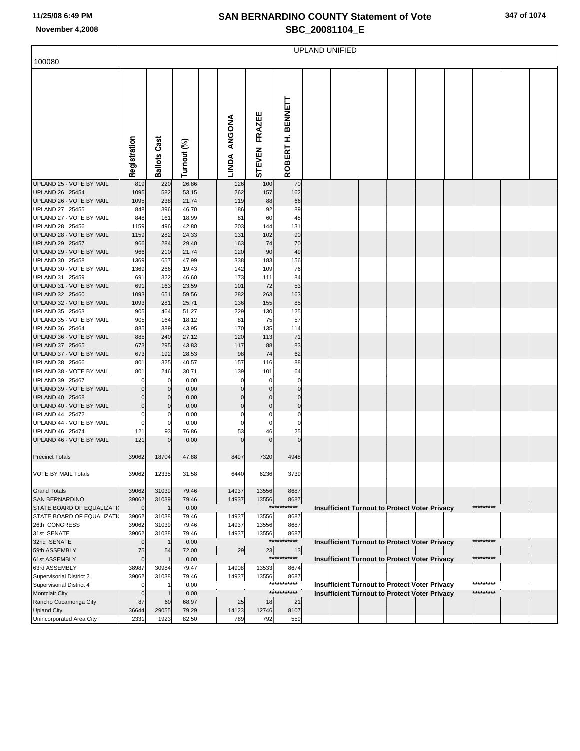# SAN BERNARDINO COUNTY Statement of Vote

## SBC_20081104_E

November 4,2008

100080 — UPLAND UNIFIED

| | Registration | Ballots Cast | Turnout (%) | | LINDA ANGONA | STEVEN FRAZEE | ROBERT H. BENNETT |
|---|---|---|---|---|---|---|---|
| UPLAND 25 - VOTE BY MAIL | 819 | 220 | 26.86 | | 126 | 100 | 70 |
| UPLAND 26 25454 | 1095 | 582 | 53.15 | | 262 | 157 | 162 |
| UPLAND 26 - VOTE BY MAIL | 1095 | 238 | 21.74 | | 119 | 88 | 66 |
| UPLAND 27 25455 | 848 | 396 | 46.70 | | 186 | 92 | 89 |
| UPLAND 27 - VOTE BY MAIL | 848 | 161 | 18.99 | | 81 | 60 | 45 |
| UPLAND 28 25456 | 1159 | 496 | 42.80 | | 203 | 144 | 131 |
| UPLAND 28 - VOTE BY MAIL | 1159 | 282 | 24.33 | | 131 | 102 | 90 |
| UPLAND 29 25457 | 966 | 284 | 29.40 | | 163 | 74 | 70 |
| UPLAND 29 - VOTE BY MAIL | 966 | 210 | 21.74 | | 120 | 90 | 49 |
| UPLAND 30 25458 | 1369 | 657 | 47.99 | | 338 | 183 | 156 |
| UPLAND 30 - VOTE BY MAIL | 1369 | 266 | 19.43 | | 142 | 109 | 76 |
| UPLAND 31 25459 | 691 | 322 | 46.60 | | 173 | 111 | 84 |
| UPLAND 31 - VOTE BY MAIL | 691 | 163 | 23.59 | | 101 | 72 | 53 |
| UPLAND 32 25460 | 1093 | 651 | 59.56 | | 282 | 263 | 163 |
| UPLAND 32 - VOTE BY MAIL | 1093 | 281 | 25.71 | | 136 | 155 | 85 |
| UPLAND 35 25463 | 905 | 464 | 51.27 | | 229 | 130 | 125 |
| UPLAND 35 - VOTE BY MAIL | 905 | 164 | 18.12 | | 81 | 75 | 57 |
| UPLAND 36 25464 | 885 | 389 | 43.95 | | 170 | 135 | 114 |
| UPLAND 36 - VOTE BY MAIL | 885 | 240 | 27.12 | | 120 | 113 | 71 |
| UPLAND 37 25465 | 673 | 295 | 43.83 | | 117 | 88 | 83 |
| UPLAND 37 - VOTE BY MAIL | 673 | 192 | 28.53 | | 98 | 74 | 62 |
| UPLAND 38 25466 | 801 | 325 | 40.57 | | 157 | 116 | 88 |
| UPLAND 38 - VOTE BY MAIL | 801 | 246 | 30.71 | | 139 | 101 | 64 |
| UPLAND 39 25467 | 0 | 0 | 0.00 | | 0 | 0 | 0 |
| UPLAND 39 - VOTE BY MAIL | 0 | 0 | 0.00 | | 0 | 0 | 0 |
| UPLAND 40 25468 | 0 | 0 | 0.00 | | 0 | 0 | 0 |
| UPLAND 40 - VOTE BY MAIL | 0 | 0 | 0.00 | | 0 | 0 | 0 |
| UPLAND 44 25472 | 0 | 0 | 0.00 | | 0 | 0 | 0 |
| UPLAND 44 - VOTE BY MAIL | 0 | 0 | 0.00 | | 0 | 0 | 0 |
| UPLAND 46 25474 | 121 | 93 | 76.86 | | 53 | 46 | 25 |
| UPLAND 46 - VOTE BY MAIL | 121 | 0 | 0.00 | | 0 | 0 | 0 |
| Precinct Totals | 39062 | 18704 | 47.88 | | 8497 | 7320 | 4948 |
| VOTE BY MAIL Totals | 39062 | 12335 | 31.58 | | 6440 | 6236 | 3739 |
| Grand Totals | 39062 | 31039 | 79.46 | | 14937 | 13556 | 8687 |
| SAN BERNARDINO | 39062 | 31039 | 79.46 | | 14937 | 13556 | 8687 |
| STATE BOARD OF EQUALIZATI | 0 | 1 | 0.00 | | | | *********** Insufficient Turnout to Protect Voter Privacy ********* |
| STATE BOARD OF EQUALIZATI | 39062 | 31038 | 79.46 | | 14937 | 13556 | 8687 |
| 26th CONGRESS | 39062 | 31039 | 79.46 | | 14937 | 13556 | 8687 |
| 31st SENATE | 39062 | 31038 | 79.46 | | 14937 | 13556 | 8687 |
| 32nd SENATE | 0 | 1 | 0.00 | | | | *********** Insufficient Turnout to Protect Voter Privacy ********* |
| 59th ASSEMBLY | 75 | 54 | 72.00 | | 29 | 23 | 13 |
| 61st ASSEMBLY | 0 | 1 | 0.00 | | | | *********** Insufficient Turnout to Protect Voter Privacy ********* |
| 63rd ASSEMBLY | 38987 | 30984 | 79.47 | | 14908 | 13533 | 8674 |
| Supervisorial District 2 | 39062 | 31038 | 79.46 | | 14937 | 13556 | 8687 |
| Supervisorial District 4 | 0 | 1 | 0.00 | | | | *********** Insufficient Turnout to Protect Voter Privacy ********* |
| Montclair City | 0 | 1 | 0.00 | | | | *********** Insufficient Turnout to Protect Voter Privacy ********* |
| Rancho Cucamonga City | 87 | 60 | 68.97 | | 25 | 18 | 21 |
| Upland City | 36644 | 29055 | 79.29 | | 14123 | 12746 | 8107 |
| Unincorporated Area City | 2331 | 1923 | 82.50 | | 789 | 792 | 559 |